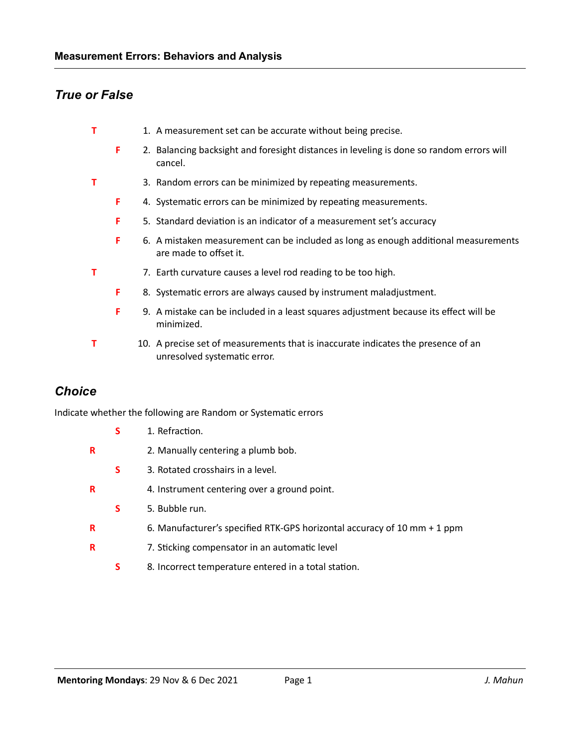**Measurement Errors: Behaviors and Analysis**

## *True or False*

T 1. A measurement set can be accurate without being precise.

F 2. Balancing backsight and foresight distances in leveling is done so random errors will cancel.

T 3. Random errors can be minimized by repeating measurements.

F 4. Systematic errors can be minimized by repeating measurements.

F 5. Standard deviation is an indicator of a measurement set's accuracy

F 6. A mistaken measurement can be included as long as enough additional measurements are made to offset it.

T 7. Earth curvature causes a level rod reading to be too high.

F 8. Systematic errors are always caused by instrument maladjustment.

F 9. A mistake can be included in a least squares adjustment because its effect will be minimized.

T 10. A precise set of measurements that is inaccurate indicates the presence of an unresolved systematic error.

## *Choice*

Indicate whether the following are Random or Systematic errors

S 1. Refraction.

R 2. Manually centering a plumb bob.

S 3. Rotated crosshairs in a level.

R 4. Instrument centering over a ground point.

S 5. Bubble run.

R 6. Manufacturer's specified RTK-GPS horizontal accuracy of 10 mm + 1 ppm

R 7. Sticking compensator in an automatic level

S 8. Incorrect temperature entered in a total station.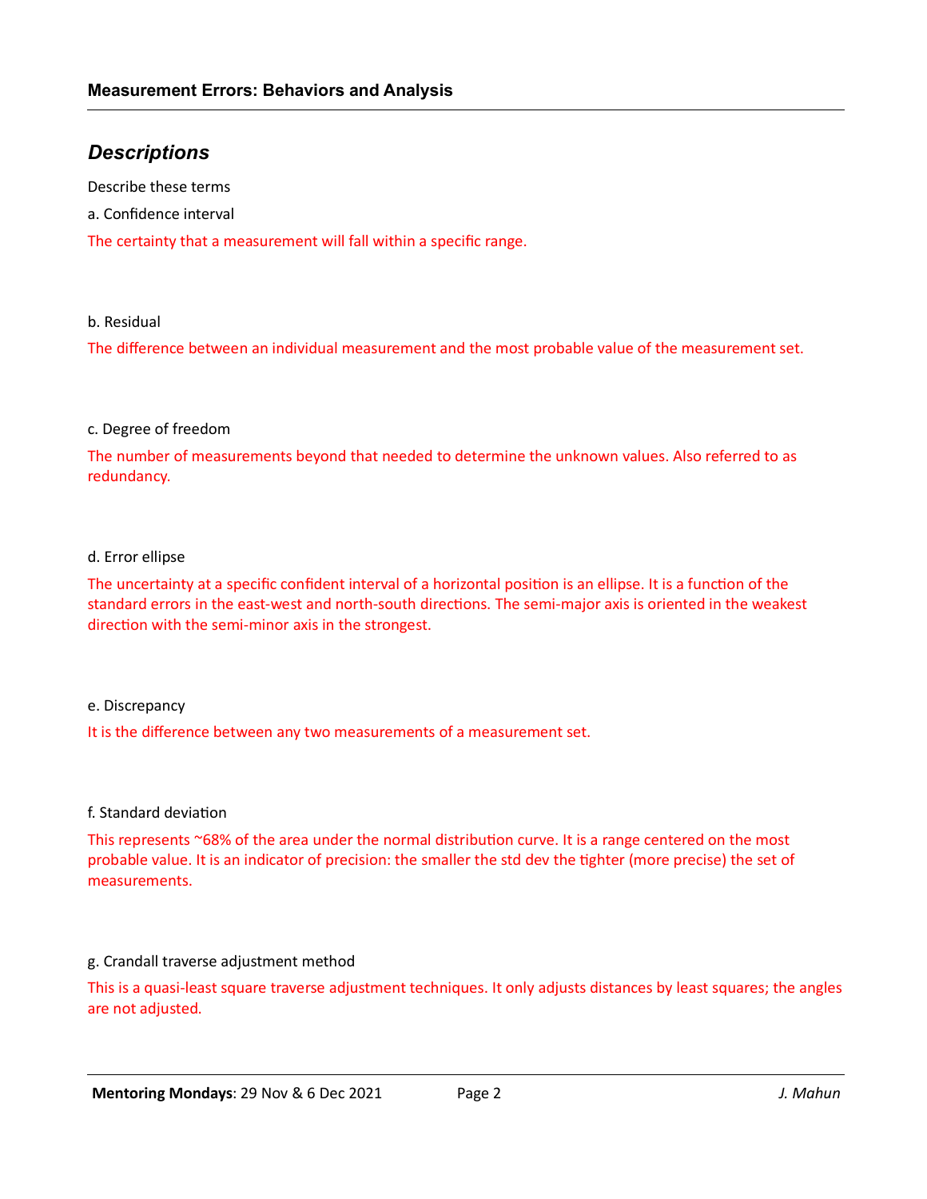## *Descriptions*

Describe these terms

a. Confidence interval

The certainty that a measurement will fall within a specific range.

b. Residual

The difference between an individual measurement and the most probable value of the measurement set.

c. Degree of freedom

The number of measurements beyond that needed to determine the unknown values. Also referred to as redundancy.

d. Error ellipse

The uncertainty at a specific confident interval of a horizontal position is an ellipse. It is a function of the standard errors in the east-west and north-south directions. The semi-major axis is oriented in the weakest direction with the semi-minor axis in the strongest.

e. Discrepancy

It is the difference between any two measurements of a measurement set.

f. Standard deviation

This represents ~68% of the area under the normal distribution curve. It is a range centered on the most probable value. It is an indicator of precision: the smaller the std dev the tighter (more precise) the set of measurements.

g. Crandall traverse adjustment method

This is a quasi-least square traverse adjustment techniques. It only adjusts distances by least squares; the angles are not adjusted.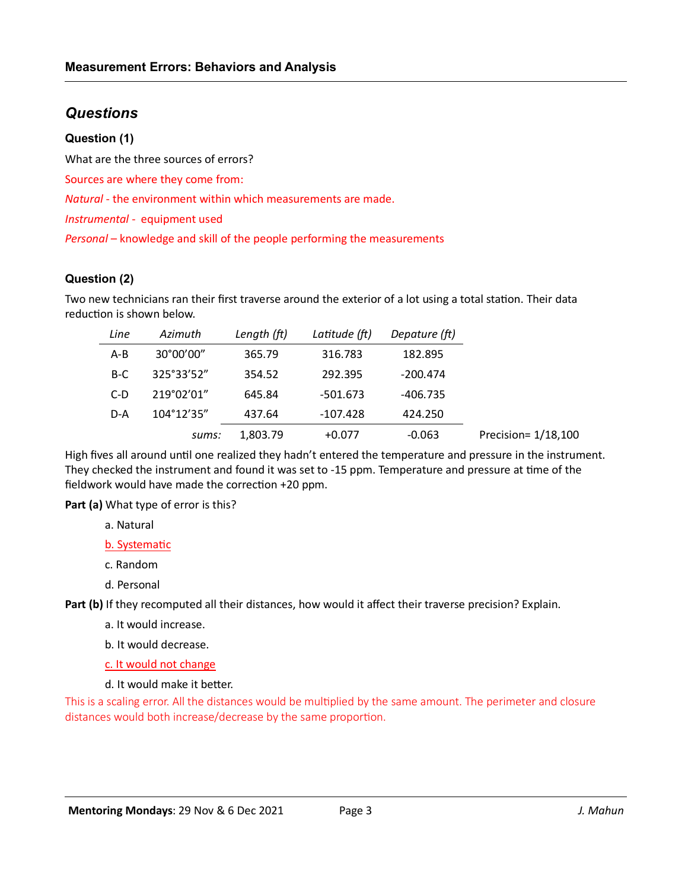## Questions

### Question (1)

What are the three sources of errors?

Sources are where they come from:

*Natural* - the environment within which measurements are made.

*Instrumental* - equipment used

*Personal* – knowledge and skill of the people performing the measurements

### Question (2)

Two new technicians ran their first traverse around the exterior of a lot using a total station. Their data reduction is shown below.

| *Line* | *Azimuth* | *Length (ft)* | *Latitude (ft)* | *Depature (ft)* | |
|---|---|---|---|---|---|
| A-B | 30°00'00" | 365.79 | 316.783 | 182.895 | |
| B-C | 325°33'52" | 354.52 | 292.395 | -200.474 | |
| C-D | 219°02'01" | 645.84 | -501.673 | -406.735 | |
| D-A | 104°12'35" | 437.64 | -107.428 | 424.250 | |
| | *sums:* | 1,803.79 | +0.077 | -0.063 | Precision= 1/18,100 |

High fives all around until one realized they hadn't entered the temperature and pressure in the instrument. They checked the instrument and found it was set to -15 ppm. Temperature and pressure at time of the fieldwork would have made the correction +20 ppm.

**Part (a)** What type of error is this?

a. Natural

b. Systematic

c. Random

d. Personal

**Part (b)** If they recomputed all their distances, how would it affect their traverse precision? Explain.

a. It would increase.

b. It would decrease.

c. It would not change

d. It would make it better.

This is a scaling error. All the distances would be multiplied by the same amount. The perimeter and closure distances would both increase/decrease by the same proportion.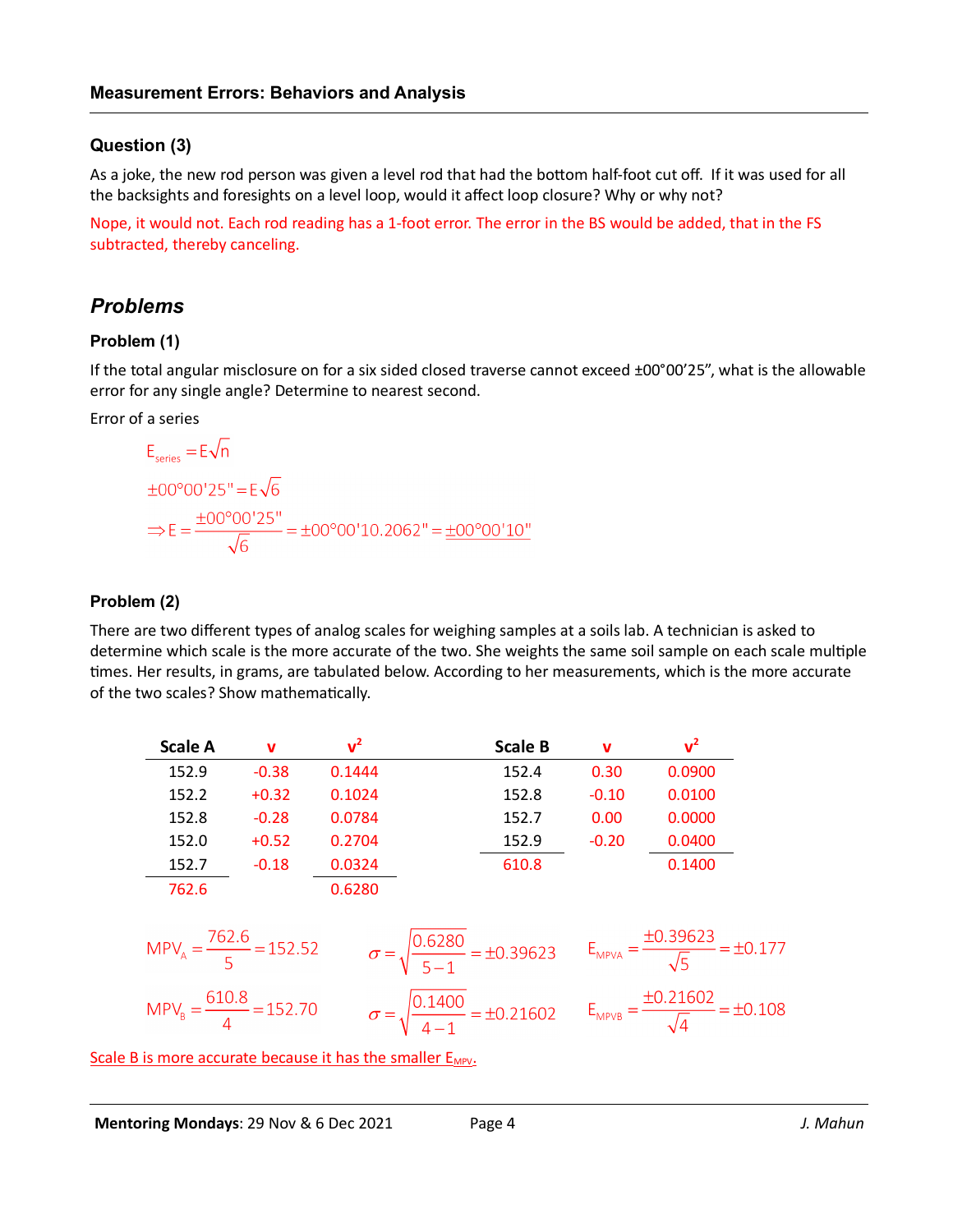## Question (3)

As a joke, the new rod person was given a level rod that had the bottom half-foot cut off. If it was used for all the backsights and foresights on a level loop, would it affect loop closure? Why or why not?

Nope, it would not. Each rod reading has a 1-foot error. The error in the BS would be added, that in the FS subtracted, thereby canceling.

# *Problems*

## Problem (1)

If the total angular misclosure on for a six sided closed traverse cannot exceed ±00°00'25", what is the allowable error for any single angle? Determine to nearest second.

Error of a series

$$E_{series} = E\sqrt{n}$$

$$\pm 00°00'25" = E\sqrt{6}$$

$$\Rightarrow E = \frac{\pm 00°00'25"}{\sqrt{6}} = \pm 00°00'10.2062" = \underline{\pm 00°00'10"}$$

## Problem (2)

There are two different types of analog scales for weighing samples at a soils lab. A technician is asked to determine which scale is the more accurate of the two. She weights the same soil sample on each scale multiple times. Her results, in grams, are tabulated below. According to her measurements, which is the more accurate of the two scales? Show mathematically.

| Scale A | v | $v^2$ |
|---|---|---|
| 152.9 | -0.38 | 0.1444 |
| 152.2 | +0.32 | 0.1024 |
| 152.8 | -0.28 | 0.0784 |
| 152.0 | +0.52 | 0.2704 |
| 152.7 | -0.18 | 0.0324 |
| 762.6 | | 0.6280 |

| Scale B | v | $v^2$ |
|---|---|---|
| 152.4 | 0.30 | 0.0900 |
| 152.8 | -0.10 | 0.0100 |
| 152.7 | 0.00 | 0.0000 |
| 152.9 | -0.20 | 0.0400 |
| 610.8 | | 0.1400 |

$$MPV_A = \frac{762.6}{5} = 152.52 \qquad \sigma = \sqrt{\frac{0.6280}{5-1}} = \pm 0.39623 \qquad E_{MPVA} = \frac{\pm 0.39623}{\sqrt{5}} = \pm 0.177$$

$$MPV_B = \frac{610.8}{4} = 152.70 \qquad \sigma = \sqrt{\frac{0.1400}{4-1}} = \pm 0.21602 \qquad E_{MPVB} = \frac{\pm 0.21602}{\sqrt{4}} = \pm 0.108$$

Scale B is more accurate because it has the smaller $E_{MPV}$.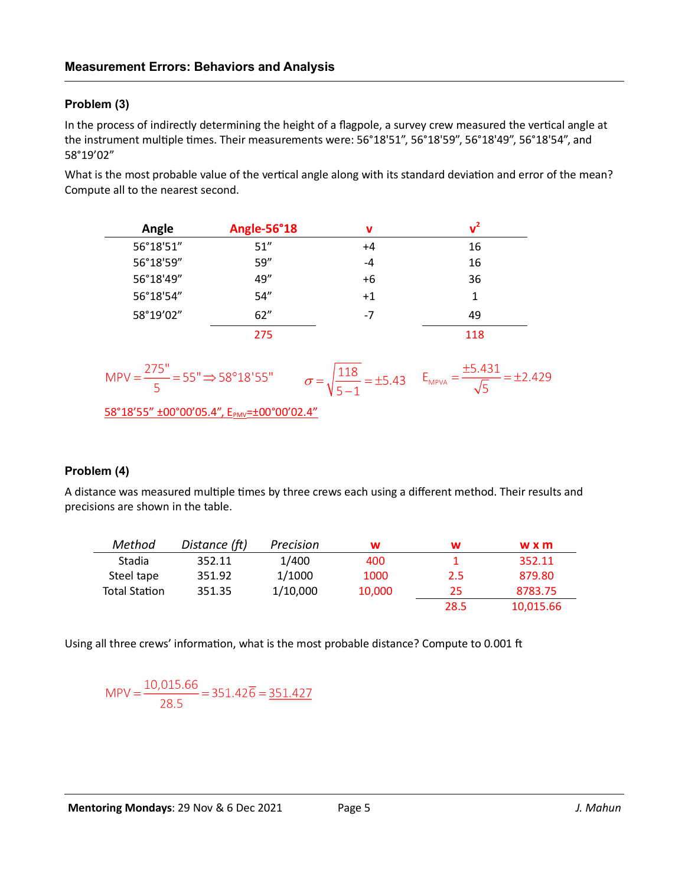## Measurement Errors: Behaviors and Analysis

### Problem (3)

In the process of indirectly determining the height of a flagpole, a survey crew measured the vertical angle at the instrument multiple times. Their measurements were: 56°18'51", 56°18'59", 56°18'49", 56°18'54", and 58°19'02"

What is the most probable value of the vertical angle along with its standard deviation and error of the mean? Compute all to the nearest second.

| Angle | Angle-56°18 | v | $v^2$ |
|---|---|---|---|
| 56°18'51" | 51" | +4 | 16 |
| 56°18'59" | 59" | -4 | 16 |
| 56°18'49" | 49" | +6 | 36 |
| 56°18'54" | 54" | +1 | 1 |
| 58°19'02" | 62" | -7 | 49 |
| | 275 | | 118 |

$$MPV = \frac{275"}{5} = 55" \Rightarrow 58°18'55" \qquad \sigma = \sqrt{\frac{118}{5-1}} = \pm 5.43 \qquad E_{MPVA} = \frac{\pm 5.431}{\sqrt{5}} = \pm 2.429$$

58°18'55" ±00°00'05.4", $E_{PMV}$=±00°00'02.4"

### Problem (4)

A distance was measured multiple times by three crews each using a different method. Their results and precisions are shown in the table.

| *Method* | *Distance (ft)* | *Precision* | **w** | **w** | **w x m** |
|---|---|---|---|---|---|
| Stadia | 352.11 | 1/400 | 400 | 1 | 352.11 |
| Steel tape | 351.92 | 1/1000 | 1000 | 2.5 | 879.80 |
| Total Station | 351.35 | 1/10,000 | 10,000 | 25 | 8783.75 |
| | | | | 28.5 | 10,015.66 |

Using all three crews' information, what is the most probable distance? Compute to 0.001 ft

$$MPV = \frac{10{,}015.66}{28.5} = 351.42\overline{6} = 351.427$$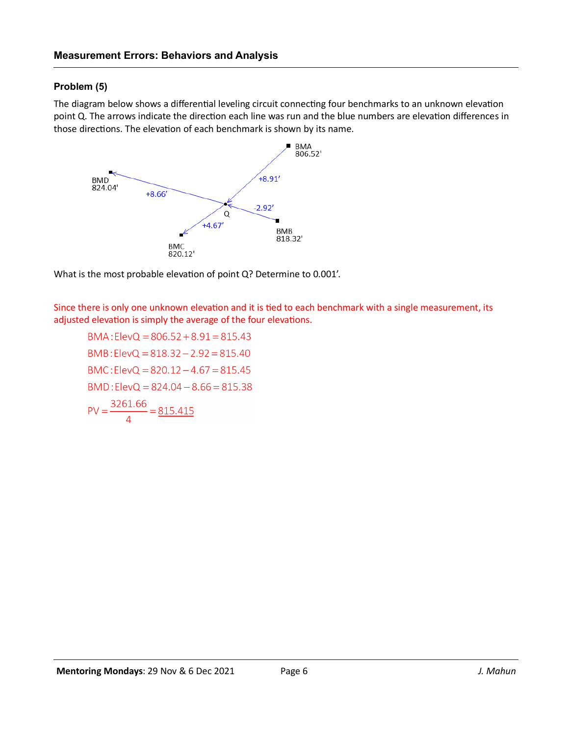## Problem (5)

The diagram below shows a differential leveling circuit connecting four benchmarks to an unknown elevation point Q. The arrows indicate the direction each line was run and the blue numbers are elevation differences in those directions. The elevation of each benchmark is shown by its name.

BMA
806.52'
+8.91'
BMD
824.04'
+8.66'
Q
-2.92'
+4.67'
BMB
818.32'
BMC
820.12'

What is the most probable elevation of point Q? Determine to 0.001'.

Since there is only one unknown elevation and it is tied to each benchmark with a single measurement, its adjusted elevation is simply the average of the four elevations.

$$\text{BMA}: \text{ElevQ} = 806.52 + 8.91 = 815.43$$

$$\text{BMB}: \text{ElevQ} = 818.32 - 2.92 = 815.40$$

$$\text{BMC}: \text{ElevQ} = 820.12 - 4.67 = 815.45$$

$$\text{BMD}: \text{ElevQ} = 824.04 - 8.66 = 815.38$$

$$\text{PV} = \frac{3261.66}{4} = \underline{815.415}$$